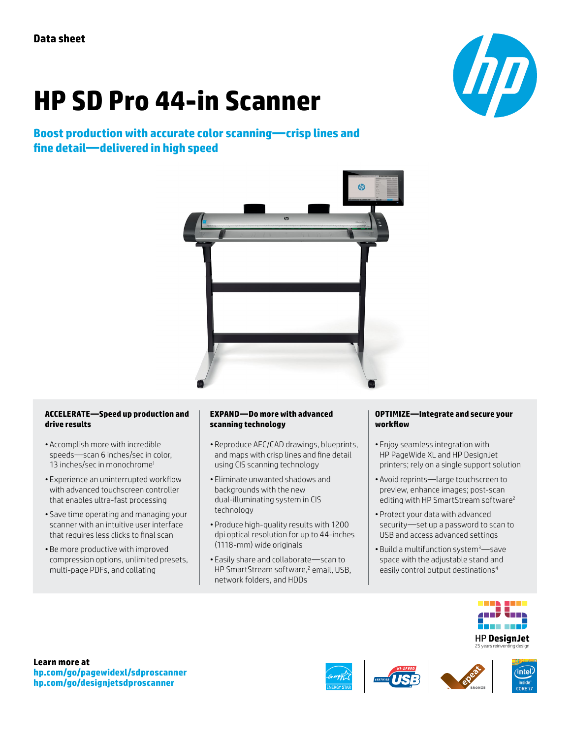Data sheet

# HP SD Pro 44-in Scanner

## Boost production with accurate color scanning—crisp lines and fine detail—delivered in high speed

### ACCELERATE—Speed up production and drive results

- Accomplish more with incredible speeds—scan 6 inches/sec in color, 13 inches/sec in monochrome[1]
- Experience an uninterrupted workflow with advanced touchscreen controller that enables ultra-fast processing
- Save time operating and managing your scanner with an intuitive user interface that requires less clicks to final scan
- Be more productive with improved compression options, unlimited presets, multi-page PDFs, and collating

### EXPAND—Do more with advanced scanning technology

- Reproduce AEC/CAD drawings, blueprints, and maps with crisp lines and fine detail using CIS scanning technology
- Eliminate unwanted shadows and backgrounds with the new dual-illuminating system in CIS technology
- Produce high-quality results with 1200 dpi optical resolution for up to 44-inches (1118-mm) wide originals
- Easily share and collaborate—scan to HP SmartStream software,[2] email, USB, network folders, and HDDs

### OPTIMIZE—Integrate and secure your workflow

- Enjoy seamless integration with HP PageWide XL and HP DesignJet printers; rely on a single support solution
- Avoid reprints—large touchscreen to preview, enhance images; post-scan editing with HP SmartStream software[2]
- Protect your data with advanced security—set up a password to scan to USB and access advanced settings
- Build a multifunction system[3]—save space with the adjustable stand and easily control output destinations[4]

HP DesignJet
25 years reinventing design

**Learn more at**
**hp.com/go/pagewidexl/sdproscanner**
**hp.com/go/designjetsdproscanner**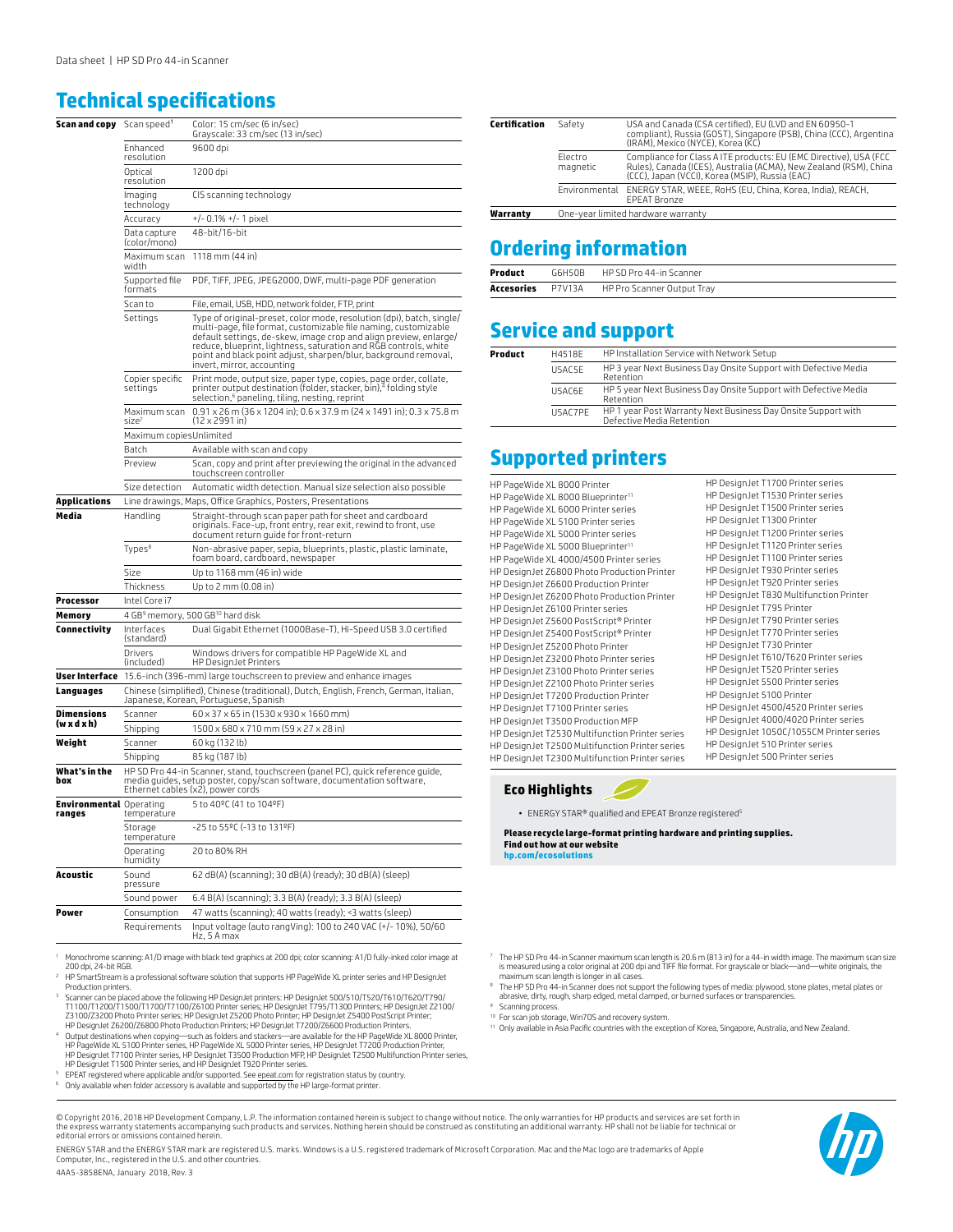# Technical specifications

| | | |
|---|---|---|
| **Scan and copy** | Scan speed[1] | Color: 15 cm/sec (6 in/sec)<br>Grayscale: 33 cm/sec (13 in/sec) |
| | Enhanced resolution | 9600 dpi |
| | Optical resolution | 1200 dpi |
| | Imaging technology | CIS scanning technology |
| | Accuracy | +/- 0.1% +/- 1 pixel |
| | Data capture (color/mono) | 48-bit/16-bit |
| | Maximum scan width | 1118 mm (44 in) |
| | Supported file formats | PDF, TIFF, JPEG, JPEG2000, DWF, multi-page PDF generation |
| | Scan to | File, email, USB, HDD, network folder, FTP, print |
| | Settings | Type of original-preset, color mode, resolution (dpi), batch, single/multi-page, file format, customizable file naming, customizable default settings, de-skew, image crop and align preview, enlarge/reduce, blueprint, lightness, saturation and RGB controls, white point and black point adjust, sharpen/blur, background removal, invert, mirror, accounting |
| | Copier specific settings | Print mode, output size, paper type, copies, page order, collate, printer output destination (folder, stacker, bin),[4] folding style selection,[6] paneling, tiling, nesting, reprint |
| | Maximum scan size[7] | 0.91 x 26 m (36 x 1204 in); 0.6 x 37.9 m (24 x 1491 in); 0.3 x 75.8 m (12 x 2991 in) |
| | Maximum copies | Unlimited |
| | Batch | Available with scan and copy |
| | Preview | Scan, copy and print after previewing the original in the advanced touchscreen controller |
| | Size detection | Automatic width detection. Manual size selection also possible |
| **Applications** | | Line drawings, Maps, Office Graphics, Posters, Presentations |
| **Media** | Handling | Straight-through scan paper path for sheet and cardboard originals. Face-up, front entry, rear exit, rewind to front, use document return guide for front-return |
| | Types[8] | Non-abrasive paper, sepia, blueprints, plastic, plastic laminate, foam board, cardboard, newspaper |
| | Size | Up to 1168 mm (46 in) wide |
| | Thickness | Up to 2 mm (0.08 in) |
| **Processor** | | Intel Core i7 |
| **Memory** | | 4 GB[9] memory, 500 GB[10] hard disk |
| **Connectivity** | Interfaces (standard) | Dual Gigabit Ethernet (1000Base-T), Hi-Speed USB 3.0 certified |
| | Drivers (included) | Windows drivers for compatible HP PageWide XL and HP DesignJet Printers |
| **User Interface** | | 15.6-inch (396-mm) large touchscreen to preview and enhance images |
| **Languages** | | Chinese (simplified), Chinese (traditional), Dutch, English, French, German, Italian, Japanese, Korean, Portuguese, Spanish |
| **Dimensions (w x d x h)** | Scanner | 60 x 37 x 65 in (1530 x 930 x 1660 mm) |
| | Shipping | 1500 x 680 x 710 mm (59 x 27 x 28 in) |
| **Weight** | Scanner | 60 kg (132 lb) |
| | Shipping | 85 kg (187 lb) |
| **What's in the box** | | HP SD Pro 44-in Scanner, stand, touchscreen (panel PC), quick reference guide, media guides, setup poster, copy/scan software, documentation software, Ethernet cables (x2), power cords |
| **Environmental ranges** | Operating temperature | 5 to 40ºC (41 to 104ºF) |
| | Storage temperature | -25 to 55ºC (-13 to 131ºF) |
| | Operating humidity | 20 to 80% RH |
| **Acoustic** | Sound pressure | 62 dB(A) (scanning); 30 dB(A) (ready); 30 dB(A) (sleep) |
| | Sound power | 6.4 B(A) (scanning); 3.3 B(A) (ready); 3.3 B(A) (sleep) |
| **Power** | Consumption | 47 watts (scanning); 40 watts (ready); <3 watts (sleep) |
| | Requirements | Input voltage (auto rangVing): 100 to 240 VAC (+/- 10%), 50/60 Hz, 5 A max |
| **Certification** | Safety | USA and Canada (CSA certified), EU (LVD and EN 60950-1 compliant), Russia (GOST), Singapore (PSB), China (CCC), Argentina (IRAM), Mexico (NYCE), Korea (KC) |
| | Electro magnetic | Compliance for Class A ITE products: EU (EMC Directive), USA (FCC Rules), Canada (ICES), Australia (ACMA), New Zealand (RSM), China (CCC), Japan (VCCI), Korea (MSIP), Russia (EAC) |
| | Environmental | ENERGY STAR, WEEE, RoHS (EU, China, Korea, India), REACH, EPEAT Bronze |
| **Warranty** | | One-year limited hardware warranty |

# Ordering information

| | | |
|---|---|---|
| **Product** | G6H50B | HP SD Pro 44-in Scanner |
| **Accesories** | P7V13A | HP Pro Scanner Output Tray |

# Service and support

| | | |
|---|---|---|
| **Product** | H4518E | HP Installation Service with Network Setup |
| | U5AC5E | HP 3 year Next Business Day Onsite Support with Defective Media Retention |
| | U5AC6E | HP 5 year Next Business Day Onsite Support with Defective Media Retention |
| | U5AC7PE | HP 1 year Post Warranty Next Business Day Onsite Support with Defective Media Retention |

# Supported printers

HP PageWide XL 8000 Printer
HP PageWide XL 8000 Blueprinter[11]
HP PageWide XL 6000 Printer series
HP PageWide XL 5100 Printer series
HP PageWide XL 5000 Printer series
HP PageWide XL 5000 Blueprinter[11]
HP PageWide XL 4000/4500 Printer series
HP DesignJet Z6800 Photo Production Printer
HP DesignJet Z6600 Production Printer
HP DesignJet Z6200 Photo Production Printer
HP DesignJet Z6100 Printer series
HP DesignJet Z5600 PostScript® Printer
HP DesignJet Z5400 PostScript® Printer
HP DesignJet Z5200 Photo Printer
HP DesignJet Z3200 Photo Printer series
HP DesignJet Z3100 Photo Printer series
HP DesignJet Z2100 Photo Printer series
HP DesignJet T7200 Production Printer
HP DesignJet T7100 Printer series
HP DesignJet T3500 Production MFP
HP DesignJet T2530 Multifunction Printer series
HP DesignJet T2500 Multifunction Printer series
HP DesignJet T2300 Multifunction Printer series
HP DesignJet T1700 Printer series
HP DesignJet T1530 Printer series
HP DesignJet T1500 Printer series
HP DesignJet T1300 Printer
HP DesignJet T1200 Printer series
HP DesignJet T1120 Printer series
HP DesignJet T1100 Printer series
HP DesignJet T930 Printer series
HP DesignJet T920 Printer series
HP DesignJet T830 Multifunction Printer
HP DesignJet T795 Printer
HP DesignJet T790 Printer series
HP DesignJet T770 Printer series
HP DesignJet T730 Printer
HP DesignJet T610/T620 Printer series
HP DesignJet T520 Printer series
HP DesignJet 5500 Printer series
HP DesignJet 5100 Printer
HP DesignJet 4500/4520 Printer series
HP DesignJet 4000/4020 Printer series
HP DesignJet 1050C/1055CM Printer series
HP DesignJet 510 Printer series
HP DesignJet 500 Printer series

## Eco Highlights

- ENERGY STAR® qualified and EPEAT Bronze registered[5]

**Please recycle large-format printing hardware and printing supplies.**
**Find out how at our website**
**hp.com/ecosolutions**

[1] Monochrome scanning: A1/D image with black text graphics at 200 dpi; color scanning: A1/D fully-inked color image at 200 dpi, 24-bit RGB.
[2] HP SmartStream is a professional software solution that supports HP PageWide XL printer series and HP DesignJet Production printers.
[3] Scanner can be placed above the following HP DesignJet printers: HP DesignJet 500/510/T520/T610/T620/T790/T1100/T1200/T1500/T1700/T7100/Z6100 Printer series; HP DesignJet T795/T1300 Printers; HP DesignJet Z2100/Z3100/Z3200 Photo Printer series; HP DesignJet Z5200 Photo Printer; HP DesignJet Z5400 PostScript Printer; HP DesignJet Z6200/Z6800 Photo Production Printers; HP DesignJet T7200/Z6600 Production Printers.
[4] Output destinations when copying—such as folders and stackers—are available for the HP PageWide XL 8000 Printer, HP PageWide XL 5100 Printer series, HP PageWide XL 5000 Printer series, HP DesignJet T7200 Production Printer, HP DesignJet T7100 Printer series, HP DesignJet T3500 Production MFP, HP DesignJet T2500 Multifunction Printer series, HP DesignJet T1500 Printer series, and HP DesignJet T920 Printer series.
[5] EPEAT registered where applicable and/or supported. See epeat.com for registration status by country.
[6] Only available when folder accessory is available and supported by the HP large-format printer.
[7] The HP SD Pro 44-in Scanner maximum scan length is 20.6 m (813 in) for a 44-in width image. The maximum scan size is measured using a color original at 200 dpi and TIFF file format. For grayscale or black—and—white originals, the maximum scan length is longer in all cases.
[8] The HP SD Pro 44-in Scanner does not support the following types of media: plywood, stone plates, metal plates or abrasive, dirty, rough, sharp edged, metal clamped, or burned surfaces or transparencies.
[9] Scanning process.
[10] For scan job storage, Win7OS and recovery system.
[11] Only available in Asia Pacific countries with the exception of Korea, Singapore, Australia, and New Zealand.

© Copyright 2016, 2018 HP Development Company, L.P. The information contained herein is subject to change without notice. The only warranties for HP products and services are set forth in the express warranty statements accompanying such products and services. Nothing herein should be construed as constituting an additional warranty. HP shall not be liable for technical or editorial errors or omissions contained herein.

ENERGY STAR and the ENERGY STAR mark are registered U.S. marks. Windows is a U.S. registered trademark of Microsoft Corporation. Mac and the Mac logo are trademarks of Apple Computer, Inc., registered in the U.S. and other countries.

4AA5-3858ENA, January 2018, Rev. 3